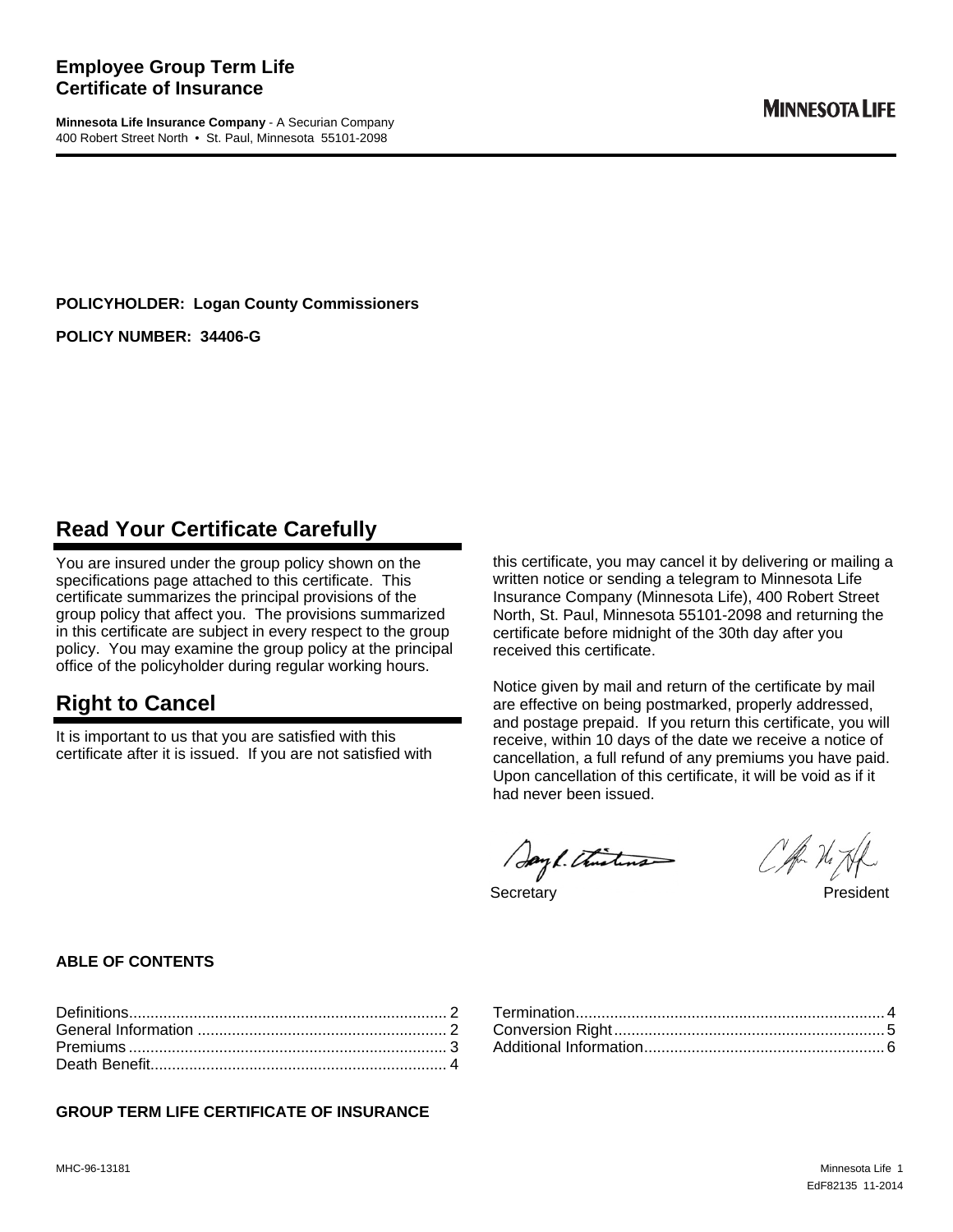# Employee Group Term Life Certificate of Insurance

**Minnesota Life Insurance Company** - A Securian Company
400 Robert Street North • St. Paul, Minnesota 55101-2098

**MINNESOTA LIFE**

**POLICYHOLDER: Logan County Commissioners**

**POLICY NUMBER: 34406-G**

## Read Your Certificate Carefully

You are insured under the group policy shown on the specifications page attached to this certificate. This certificate summarizes the principal provisions of the group policy that affect you. The provisions summarized in this certificate are subject in every respect to the group policy. You may examine the group policy at the principal office of the policyholder during regular working hours.

## Right to Cancel

It is important to us that you are satisfied with this certificate after it is issued. If you are not satisfied with this certificate, you may cancel it by delivering or mailing a written notice or sending a telegram to Minnesota Life Insurance Company (Minnesota Life), 400 Robert Street North, St. Paul, Minnesota 55101-2098 and returning the certificate before midnight of the 30th day after you received this certificate.

Notice given by mail and return of the certificate by mail are effective on being postmarked, properly addressed, and postage prepaid. If you return this certificate, you will receive, within 10 days of the date we receive a notice of cancellation, a full refund of any premiums you have paid. Upon cancellation of this certificate, it will be void as if it had never been issued.

Secretary

President

**ABLE OF CONTENTS**

| | |
|---|---|
| Definitions | 2 |
| General Information | 2 |
| Premiums | 3 |
| Death Benefit | 4 |
| Termination | 4 |
| Conversion Right | 5 |
| Additional Information | 6 |

**GROUP TERM LIFE CERTIFICATE OF INSURANCE**

MHC-96-13181

EdF82135 11-2014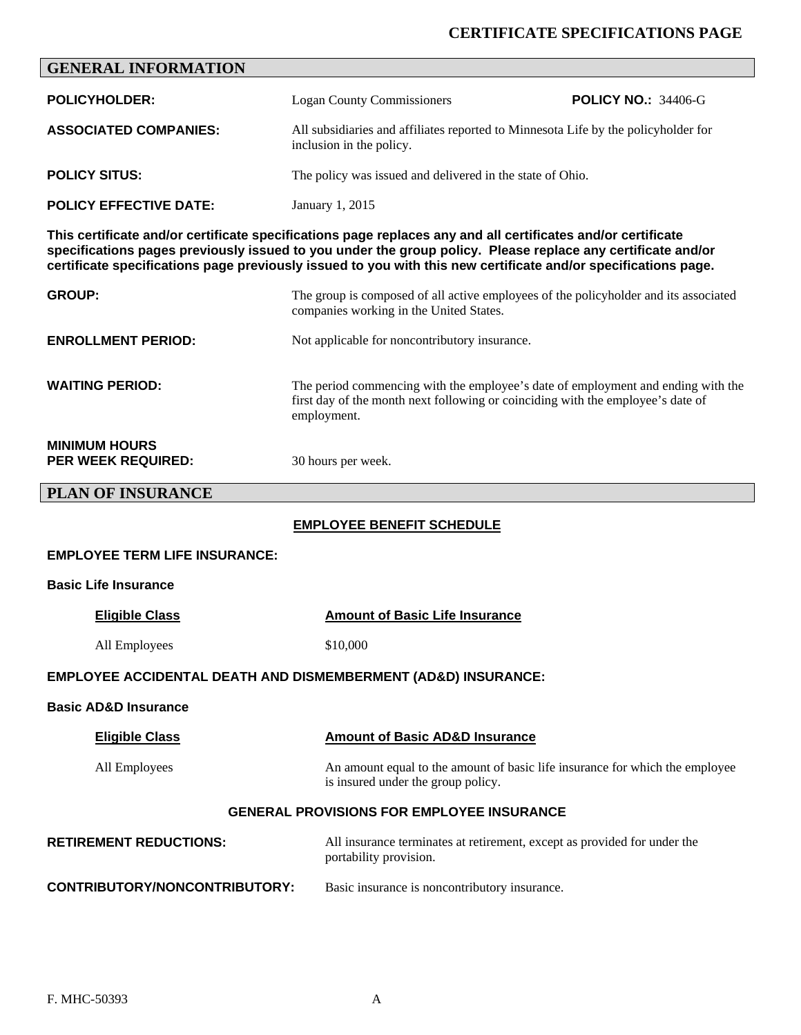# CERTIFICATE SPECIFICATIONS PAGE

## GENERAL INFORMATION

**POLICYHOLDER:** Logan County Commissioners **POLICY NO.:** 34406-G

**ASSOCIATED COMPANIES:** All subsidiaries and affiliates reported to Minnesota Life by the policyholder for inclusion in the policy.

**POLICY SITUS:** The policy was issued and delivered in the state of Ohio.

**POLICY EFFECTIVE DATE:** January 1, 2015

**This certificate and/or certificate specifications page replaces any and all certificates and/or certificate specifications pages previously issued to you under the group policy. Please replace any certificate and/or certificate specifications page previously issued to you with this new certificate and/or specifications page.**

**GROUP:** The group is composed of all active employees of the policyholder and its associated companies working in the United States.

**ENROLLMENT PERIOD:** Not applicable for noncontributory insurance.

**WAITING PERIOD:** The period commencing with the employee's date of employment and ending with the first day of the month next following or coinciding with the employee's date of employment.

**MINIMUM HOURS PER WEEK REQUIRED:** 30 hours per week.

## PLAN OF INSURANCE

### EMPLOYEE BENEFIT SCHEDULE

**EMPLOYEE TERM LIFE INSURANCE:**

**Basic Life Insurance**

| Eligible Class | Amount of Basic Life Insurance |
| --- | --- |
| All Employees | $10,000 |

**EMPLOYEE ACCIDENTAL DEATH AND DISMEMBERMENT (AD&D) INSURANCE:**

**Basic AD&D Insurance**

| Eligible Class | Amount of Basic AD&D Insurance |
| --- | --- |
| All Employees | An amount equal to the amount of basic life insurance for which the employee is insured under the group policy. |

### GENERAL PROVISIONS FOR EMPLOYEE INSURANCE

**RETIREMENT REDUCTIONS:** All insurance terminates at retirement, except as provided for under the portability provision.

**CONTRIBUTORY/NONCONTRIBUTORY:** Basic insurance is noncontributory insurance.

F. MHC-50393 A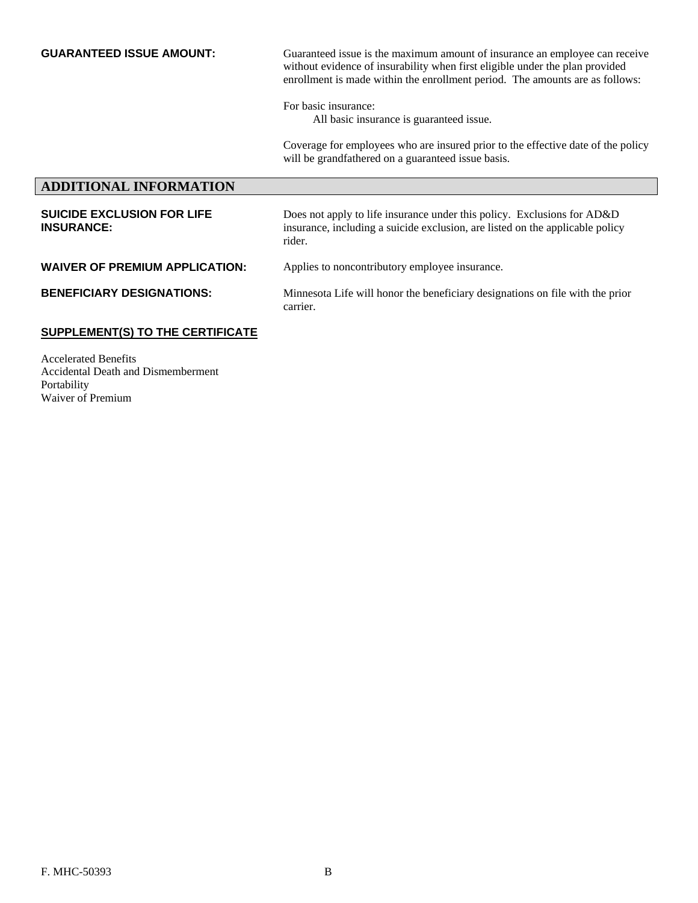**GUARANTEED ISSUE AMOUNT:**

Guaranteed issue is the maximum amount of insurance an employee can receive without evidence of insurability when first eligible under the plan provided enrollment is made within the enrollment period. The amounts are as follows:

For basic insurance:
All basic insurance is guaranteed issue.

Coverage for employees who are insured prior to the effective date of the policy will be grandfathered on a guaranteed issue basis.

## ADDITIONAL INFORMATION

**SUICIDE EXCLUSION FOR LIFE INSURANCE:**

Does not apply to life insurance under this policy. Exclusions for AD&D insurance, including a suicide exclusion, are listed on the applicable policy rider.

**WAIVER OF PREMIUM APPLICATION:**

Applies to noncontributory employee insurance.

**BENEFICIARY DESIGNATIONS:**

Minnesota Life will honor the beneficiary designations on file with the prior carrier.

**SUPPLEMENT(S) TO THE CERTIFICATE**

Accelerated Benefits
Accidental Death and Dismemberment
Portability
Waiver of Premium

F. MHC-50393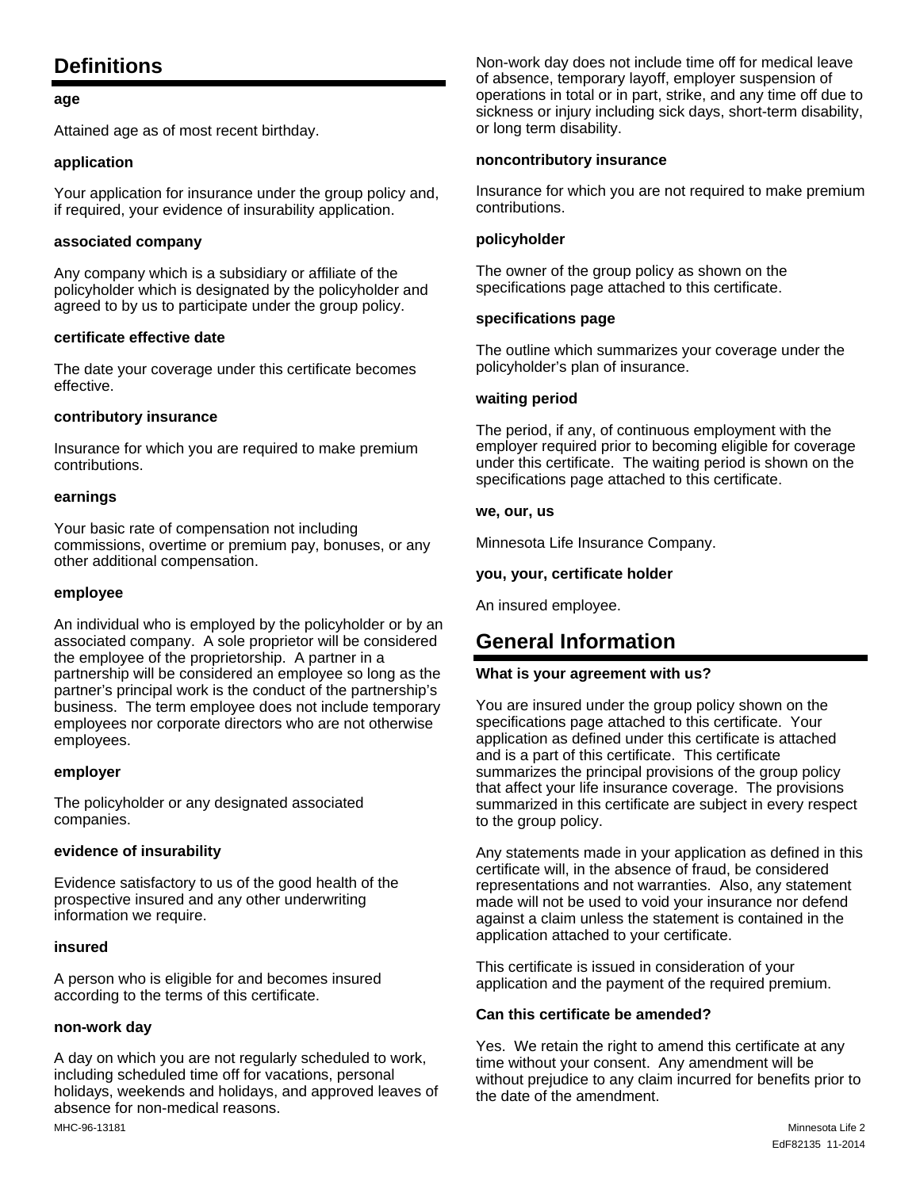## Definitions

**age**

Attained age as of most recent birthday.

**application**

Your application for insurance under the group policy and, if required, your evidence of insurability application.

**associated company**

Any company which is a subsidiary or affiliate of the policyholder which is designated by the policyholder and agreed to by us to participate under the group policy.

**certificate effective date**

The date your coverage under this certificate becomes effective.

**contributory insurance**

Insurance for which you are required to make premium contributions.

**earnings**

Your basic rate of compensation not including commissions, overtime or premium pay, bonuses, or any other additional compensation.

**employee**

An individual who is employed by the policyholder or by an associated company. A sole proprietor will be considered the employee of the proprietorship. A partner in a partnership will be considered an employee so long as the partner's principal work is the conduct of the partnership's business. The term employee does not include temporary employees nor corporate directors who are not otherwise employees.

**employer**

The policyholder or any designated associated companies.

**evidence of insurability**

Evidence satisfactory to us of the good health of the prospective insured and any other underwriting information we require.

**insured**

A person who is eligible for and becomes insured according to the terms of this certificate.

**non-work day**

A day on which you are not regularly scheduled to work, including scheduled time off for vacations, personal holidays, weekends and holidays, and approved leaves of absence for non-medical reasons.

Non-work day does not include time off for medical leave of absence, temporary layoff, employer suspension of operations in total or in part, strike, and any time off due to sickness or injury including sick days, short-term disability, or long term disability.

**noncontributory insurance**

Insurance for which you are not required to make premium contributions.

**policyholder**

The owner of the group policy as shown on the specifications page attached to this certificate.

**specifications page**

The outline which summarizes your coverage under the policyholder's plan of insurance.

**waiting period**

The period, if any, of continuous employment with the employer required prior to becoming eligible for coverage under this certificate. The waiting period is shown on the specifications page attached to this certificate.

**we, our, us**

Minnesota Life Insurance Company.

**you, your, certificate holder**

An insured employee.

## General Information

**What is your agreement with us?**

You are insured under the group policy shown on the specifications page attached to this certificate. Your application as defined under this certificate is attached and is a part of this certificate. This certificate summarizes the principal provisions of the group policy that affect your life insurance coverage. The provisions summarized in this certificate are subject in every respect to the group policy.

Any statements made in your application as defined in this certificate will, in the absence of fraud, be considered representations and not warranties. Also, any statement made will not be used to void your insurance nor defend against a claim unless the statement is contained in the application attached to your certificate.

This certificate is issued in consideration of your application and the payment of the required premium.

**Can this certificate be amended?**

Yes. We retain the right to amend this certificate at any time without your consent. Any amendment will be without prejudice to any claim incurred for benefits prior to the date of the amendment.

MHC-96-13181

EdF82135 11-2014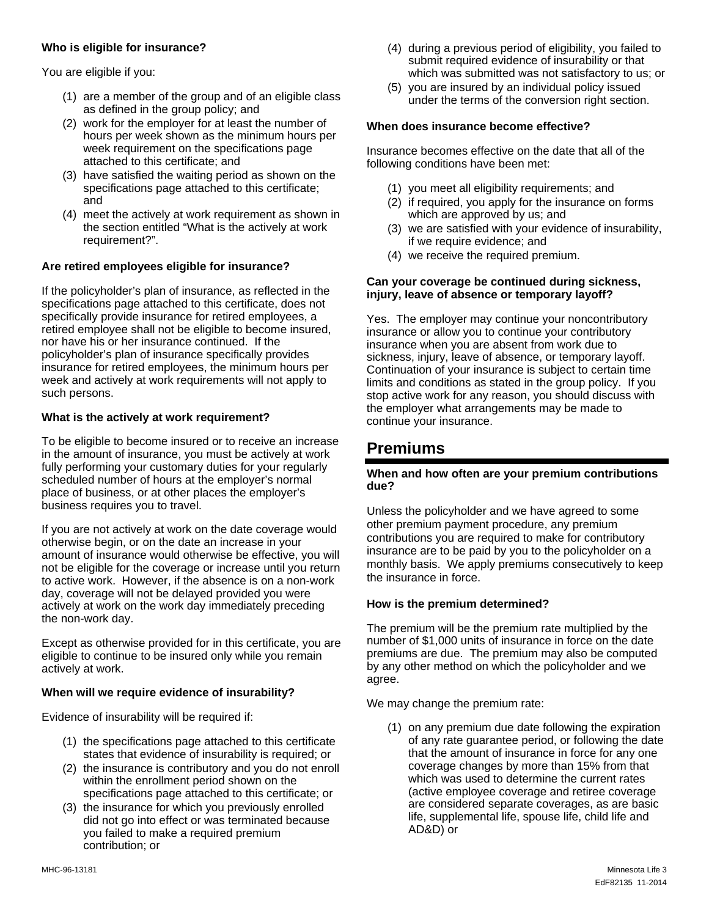**Who is eligible for insurance?**

You are eligible if you:

(1) are a member of the group and of an eligible class as defined in the group policy; and
(2) work for the employer for at least the number of hours per week shown as the minimum hours per week requirement on the specifications page attached to this certificate; and
(3) have satisfied the waiting period as shown on the specifications page attached to this certificate; and
(4) meet the actively at work requirement as shown in the section entitled "What is the actively at work requirement?".

**Are retired employees eligible for insurance?**

If the policyholder's plan of insurance, as reflected in the specifications page attached to this certificate, does not specifically provide insurance for retired employees, a retired employee shall not be eligible to become insured, nor have his or her insurance continued. If the policyholder's plan of insurance specifically provides insurance for retired employees, the minimum hours per week and actively at work requirements will not apply to such persons.

**What is the actively at work requirement?**

To be eligible to become insured or to receive an increase in the amount of insurance, you must be actively at work fully performing your customary duties for your regularly scheduled number of hours at the employer's normal place of business, or at other places the employer's business requires you to travel.

If you are not actively at work on the date coverage would otherwise begin, or on the date an increase in your amount of insurance would otherwise be effective, you will not be eligible for the coverage or increase until you return to active work. However, if the absence is on a non-work day, coverage will not be delayed provided you were actively at work on the work day immediately preceding the non-work day.

Except as otherwise provided for in this certificate, you are eligible to continue to be insured only while you remain actively at work.

**When will we require evidence of insurability?**

Evidence of insurability will be required if:

(1) the specifications page attached to this certificate states that evidence of insurability is required; or
(2) the insurance is contributory and you do not enroll within the enrollment period shown on the specifications page attached to this certificate; or
(3) the insurance for which you previously enrolled did not go into effect or was terminated because you failed to make a required premium contribution; or
(4) during a previous period of eligibility, you failed to submit required evidence of insurability or that which was submitted was not satisfactory to us; or
(5) you are insured by an individual policy issued under the terms of the conversion right section.

**When does insurance become effective?**

Insurance becomes effective on the date that all of the following conditions have been met:

(1) you meet all eligibility requirements; and
(2) if required, you apply for the insurance on forms which are approved by us; and
(3) we are satisfied with your evidence of insurability, if we require evidence; and
(4) we receive the required premium.

**Can your coverage be continued during sickness, injury, leave of absence or temporary layoff?**

Yes. The employer may continue your noncontributory insurance or allow you to continue your contributory insurance when you are absent from work due to sickness, injury, leave of absence, or temporary layoff. Continuation of your insurance is subject to certain time limits and conditions as stated in the group policy. If you stop active work for any reason, you should discuss with the employer what arrangements may be made to continue your insurance.

# Premiums

**When and how often are your premium contributions due?**

Unless the policyholder and we have agreed to some other premium payment procedure, any premium contributions you are required to make for contributory insurance are to be paid by you to the policyholder on a monthly basis. We apply premiums consecutively to keep the insurance in force.

**How is the premium determined?**

The premium will be the premium rate multiplied by the number of $1,000 units of insurance in force on the date premiums are due. The premium may also be computed by any other method on which the policyholder and we agree.

We may change the premium rate:

(1) on any premium due date following the expiration of any rate guarantee period, or following the date that the amount of insurance in force for any one coverage changes by more than 15% from that which was used to determine the current rates (active employee coverage and retiree coverage are considered separate coverages, as are basic life, supplemental life, spouse life, child life and AD&D) or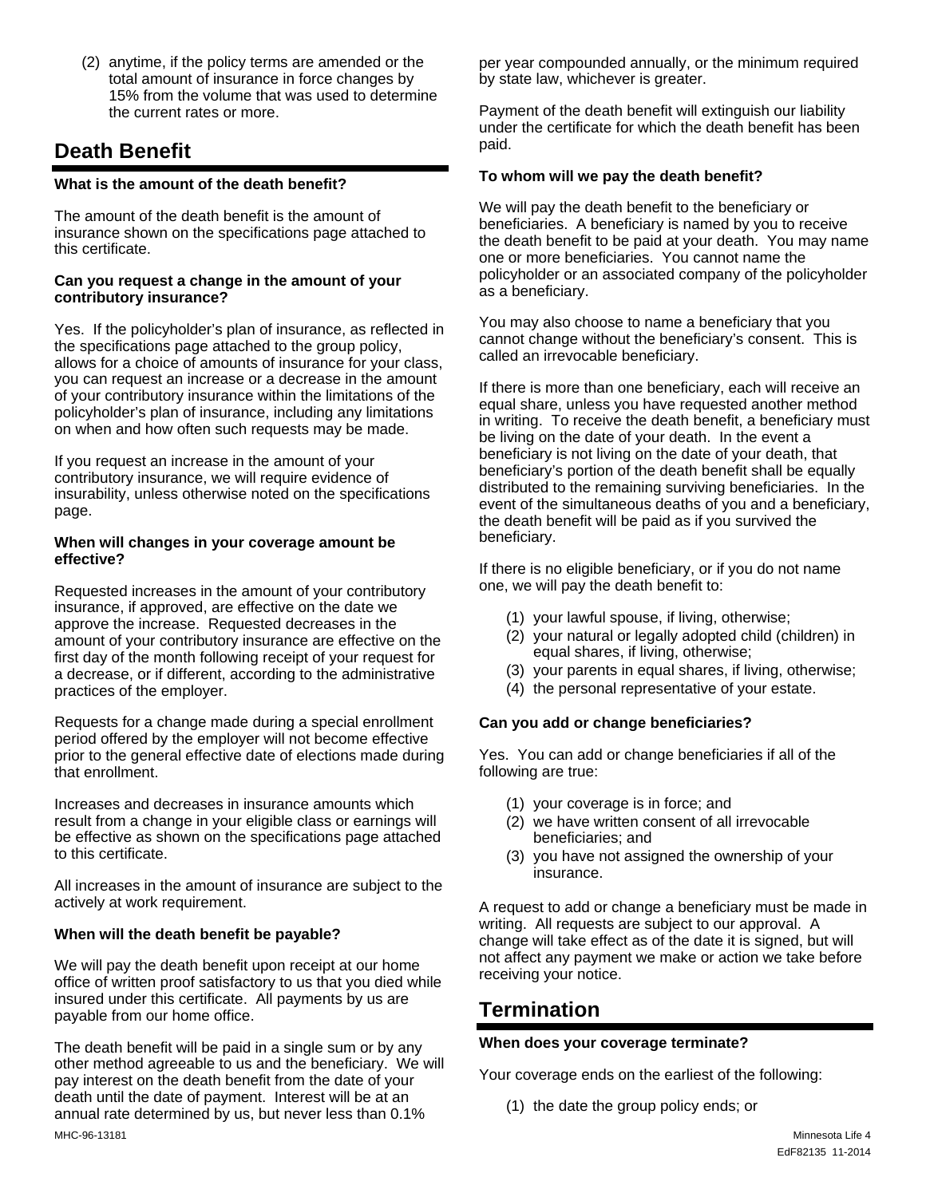(2) anytime, if the policy terms are amended or the total amount of insurance in force changes by 15% from the volume that was used to determine the current rates or more.

## Death Benefit

**What is the amount of the death benefit?**

The amount of the death benefit is the amount of insurance shown on the specifications page attached to this certificate.

**Can you request a change in the amount of your contributory insurance?**

Yes. If the policyholder's plan of insurance, as reflected in the specifications page attached to the group policy, allows for a choice of amounts of insurance for your class, you can request an increase or a decrease in the amount of your contributory insurance within the limitations of the policyholder's plan of insurance, including any limitations on when and how often such requests may be made.

If you request an increase in the amount of your contributory insurance, we will require evidence of insurability, unless otherwise noted on the specifications page.

**When will changes in your coverage amount be effective?**

Requested increases in the amount of your contributory insurance, if approved, are effective on the date we approve the increase. Requested decreases in the amount of your contributory insurance are effective on the first day of the month following receipt of your request for a decrease, or if different, according to the administrative practices of the employer.

Requests for a change made during a special enrollment period offered by the employer will not become effective prior to the general effective date of elections made during that enrollment.

Increases and decreases in insurance amounts which result from a change in your eligible class or earnings will be effective as shown on the specifications page attached to this certificate.

All increases in the amount of insurance are subject to the actively at work requirement.

**When will the death benefit be payable?**

We will pay the death benefit upon receipt at our home office of written proof satisfactory to us that you died while insured under this certificate. All payments by us are payable from our home office.

The death benefit will be paid in a single sum or by any other method agreeable to us and the beneficiary. We will pay interest on the death benefit from the date of your death until the date of payment. Interest will be at an annual rate determined by us, but never less than 0.1% per year compounded annually, or the minimum required by state law, whichever is greater.

Payment of the death benefit will extinguish our liability under the certificate for which the death benefit has been paid.

**To whom will we pay the death benefit?**

We will pay the death benefit to the beneficiary or beneficiaries. A beneficiary is named by you to receive the death benefit to be paid at your death. You may name one or more beneficiaries. You cannot name the policyholder or an associated company of the policyholder as a beneficiary.

You may also choose to name a beneficiary that you cannot change without the beneficiary's consent. This is called an irrevocable beneficiary.

If there is more than one beneficiary, each will receive an equal share, unless you have requested another method in writing. To receive the death benefit, a beneficiary must be living on the date of your death. In the event a beneficiary is not living on the date of your death, that beneficiary's portion of the death benefit shall be equally distributed to the remaining surviving beneficiaries. In the event of the simultaneous deaths of you and a beneficiary, the death benefit will be paid as if you survived the beneficiary.

If there is no eligible beneficiary, or if you do not name one, we will pay the death benefit to:

(1) your lawful spouse, if living, otherwise;
(2) your natural or legally adopted child (children) in equal shares, if living, otherwise;
(3) your parents in equal shares, if living, otherwise;
(4) the personal representative of your estate.

**Can you add or change beneficiaries?**

Yes. You can add or change beneficiaries if all of the following are true:

(1) your coverage is in force; and
(2) we have written consent of all irrevocable beneficiaries; and
(3) you have not assigned the ownership of your insurance.

A request to add or change a beneficiary must be made in writing. All requests are subject to our approval. A change will take effect as of the date it is signed, but will not affect any payment we make or action we take before receiving your notice.

## Termination

**When does your coverage terminate?**

Your coverage ends on the earliest of the following:

(1) the date the group policy ends; or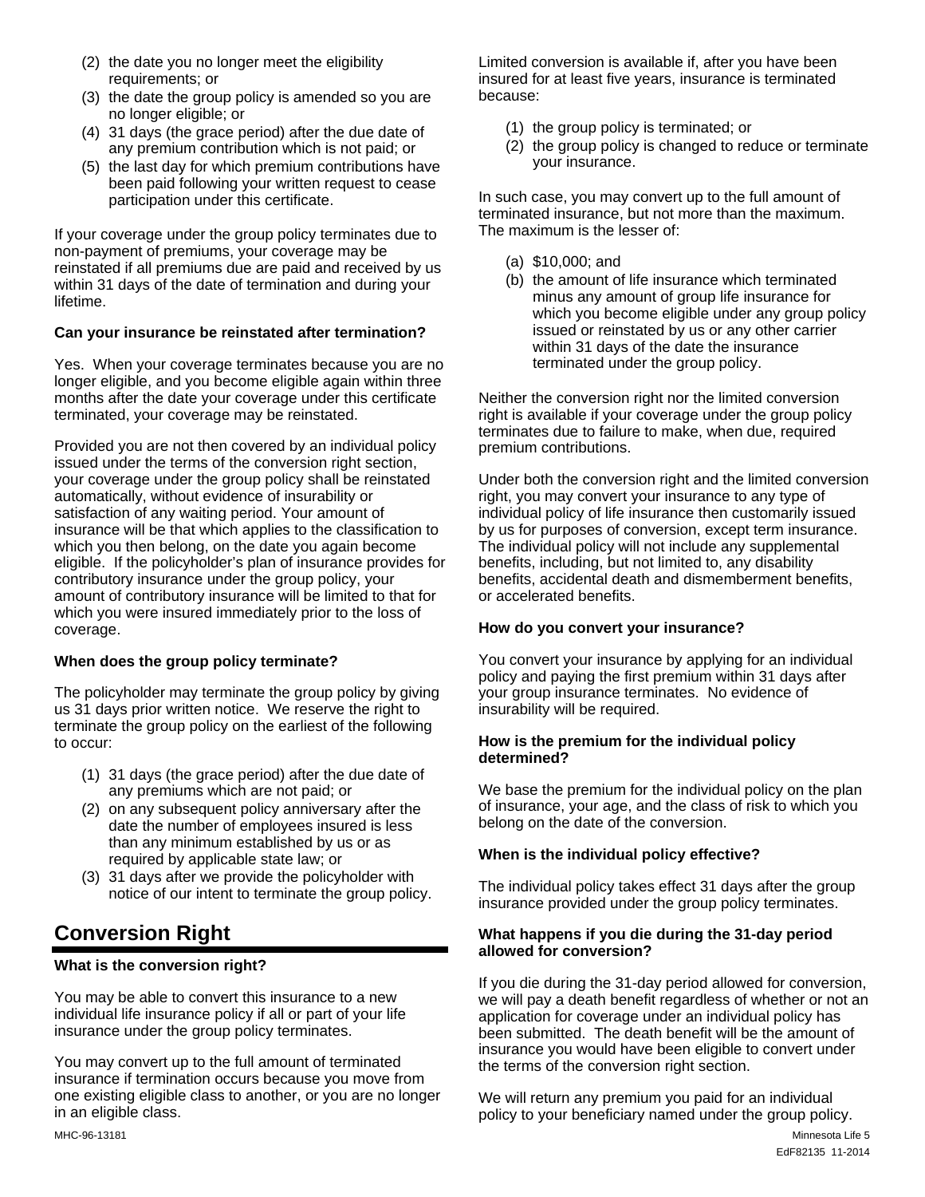(2) the date you no longer meet the eligibility requirements; or
(3) the date the group policy is amended so you are no longer eligible; or
(4) 31 days (the grace period) after the due date of any premium contribution which is not paid; or
(5) the last day for which premium contributions have been paid following your written request to cease participation under this certificate.

If your coverage under the group policy terminates due to non-payment of premiums, your coverage may be reinstated if all premiums due are paid and received by us within 31 days of the date of termination and during your lifetime.

**Can your insurance be reinstated after termination?**

Yes. When your coverage terminates because you are no longer eligible, and you become eligible again within three months after the date your coverage under this certificate terminated, your coverage may be reinstated.

Provided you are not then covered by an individual policy issued under the terms of the conversion right section, your coverage under the group policy shall be reinstated automatically, without evidence of insurability or satisfaction of any waiting period. Your amount of insurance will be that which applies to the classification to which you then belong, on the date you again become eligible. If the policyholder's plan of insurance provides for contributory insurance under the group policy, your amount of contributory insurance will be limited to that for which you were insured immediately prior to the loss of coverage.

**When does the group policy terminate?**

The policyholder may terminate the group policy by giving us 31 days prior written notice. We reserve the right to terminate the group policy on the earliest of the following to occur:

(1) 31 days (the grace period) after the due date of any premiums which are not paid; or
(2) on any subsequent policy anniversary after the date the number of employees insured is less than any minimum established by us or as required by applicable state law; or
(3) 31 days after we provide the policyholder with notice of our intent to terminate the group policy.

## Conversion Right

**What is the conversion right?**

You may be able to convert this insurance to a new individual life insurance policy if all or part of your life insurance under the group policy terminates.

You may convert up to the full amount of terminated insurance if termination occurs because you move from one existing eligible class to another, or you are no longer in an eligible class.

Limited conversion is available if, after you have been insured for at least five years, insurance is terminated because:

(1) the group policy is terminated; or
(2) the group policy is changed to reduce or terminate your insurance.

In such case, you may convert up to the full amount of terminated insurance, but not more than the maximum. The maximum is the lesser of:

(a) $10,000; and
(b) the amount of life insurance which terminated minus any amount of group life insurance for which you become eligible under any group policy issued or reinstated by us or any other carrier within 31 days of the date the insurance terminated under the group policy.

Neither the conversion right nor the limited conversion right is available if your coverage under the group policy terminates due to failure to make, when due, required premium contributions.

Under both the conversion right and the limited conversion right, you may convert your insurance to any type of individual policy of life insurance then customarily issued by us for purposes of conversion, except term insurance. The individual policy will not include any supplemental benefits, including, but not limited to, any disability benefits, accidental death and dismemberment benefits, or accelerated benefits.

**How do you convert your insurance?**

You convert your insurance by applying for an individual policy and paying the first premium within 31 days after your group insurance terminates. No evidence of insurability will be required.

**How is the premium for the individual policy determined?**

We base the premium for the individual policy on the plan of insurance, your age, and the class of risk to which you belong on the date of the conversion.

**When is the individual policy effective?**

The individual policy takes effect 31 days after the group insurance provided under the group policy terminates.

**What happens if you die during the 31-day period allowed for conversion?**

If you die during the 31-day period allowed for conversion, we will pay a death benefit regardless of whether or not an application for coverage under an individual policy has been submitted. The death benefit will be the amount of insurance you would have been eligible to convert under the terms of the conversion right section.

We will return any premium you paid for an individual policy to your beneficiary named under the group policy.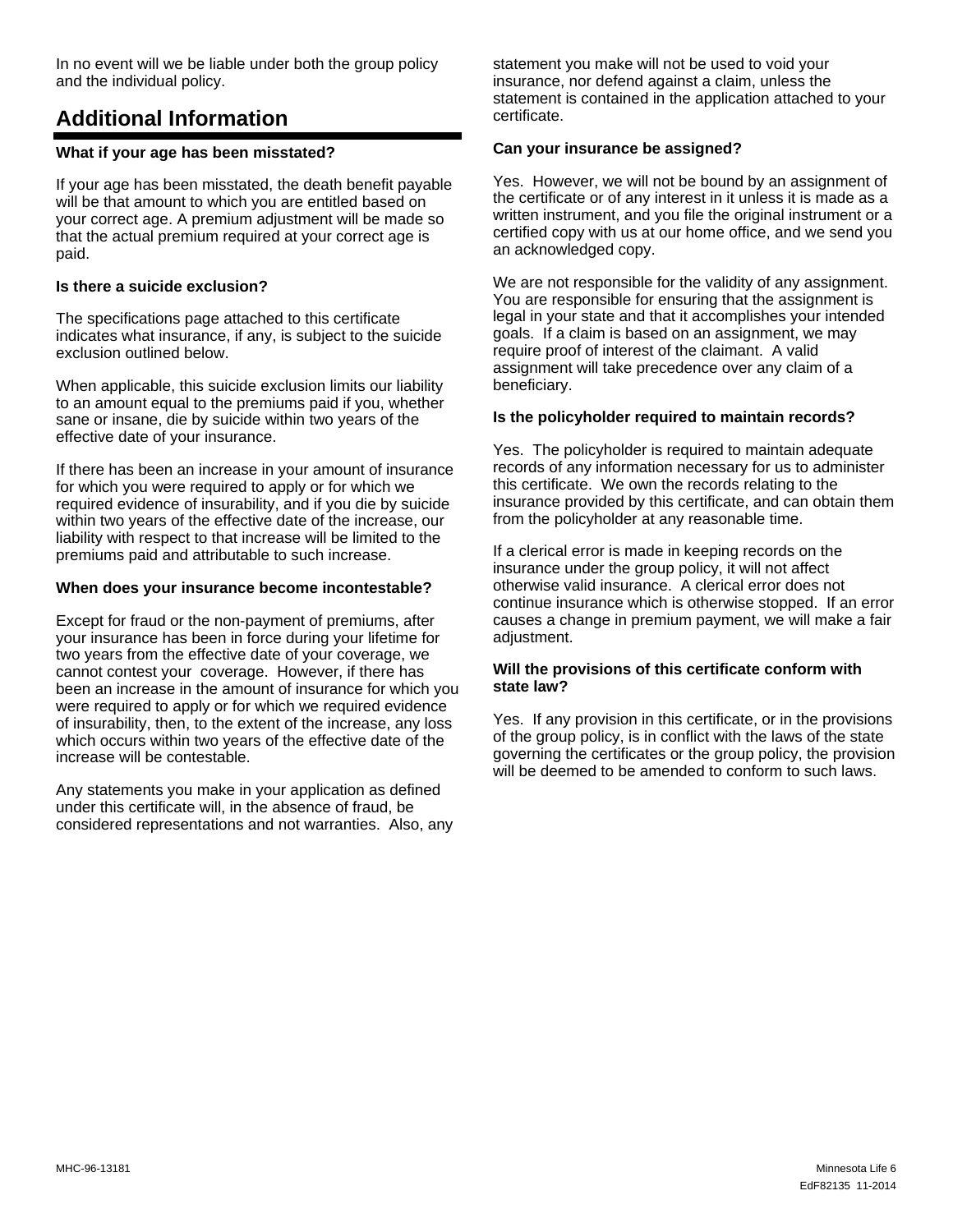In no event will we be liable under both the group policy and the individual policy.

## Additional Information

**What if your age has been misstated?**

If your age has been misstated, the death benefit payable will be that amount to which you are entitled based on your correct age. A premium adjustment will be made so that the actual premium required at your correct age is paid.

**Is there a suicide exclusion?**

The specifications page attached to this certificate indicates what insurance, if any, is subject to the suicide exclusion outlined below.

When applicable, this suicide exclusion limits our liability to an amount equal to the premiums paid if you, whether sane or insane, die by suicide within two years of the effective date of your insurance.

If there has been an increase in your amount of insurance for which you were required to apply or for which we required evidence of insurability, and if you die by suicide within two years of the effective date of the increase, our liability with respect to that increase will be limited to the premiums paid and attributable to such increase.

**When does your insurance become incontestable?**

Except for fraud or the non-payment of premiums, after your insurance has been in force during your lifetime for two years from the effective date of your coverage, we cannot contest your coverage. However, if there has been an increase in the amount of insurance for which you were required to apply or for which we required evidence of insurability, then, to the extent of the increase, any loss which occurs within two years of the effective date of the increase will be contestable.

Any statements you make in your application as defined under this certificate will, in the absence of fraud, be considered representations and not warranties. Also, any statement you make will not be used to void your insurance, nor defend against a claim, unless the statement is contained in the application attached to your certificate.

**Can your insurance be assigned?**

Yes. However, we will not be bound by an assignment of the certificate or of any interest in it unless it is made as a written instrument, and you file the original instrument or a certified copy with us at our home office, and we send you an acknowledged copy.

We are not responsible for the validity of any assignment. You are responsible for ensuring that the assignment is legal in your state and that it accomplishes your intended goals. If a claim is based on an assignment, we may require proof of interest of the claimant. A valid assignment will take precedence over any claim of a beneficiary.

**Is the policyholder required to maintain records?**

Yes. The policyholder is required to maintain adequate records of any information necessary for us to administer this certificate. We own the records relating to the insurance provided by this certificate, and can obtain them from the policyholder at any reasonable time.

If a clerical error is made in keeping records on the insurance under the group policy, it will not affect otherwise valid insurance. A clerical error does not continue insurance which is otherwise stopped. If an error causes a change in premium payment, we will make a fair adjustment.

**Will the provisions of this certificate conform with state law?**

Yes. If any provision in this certificate, or in the provisions of the group policy, is in conflict with the laws of the state governing the certificates or the group policy, the provision will be deemed to be amended to conform to such laws.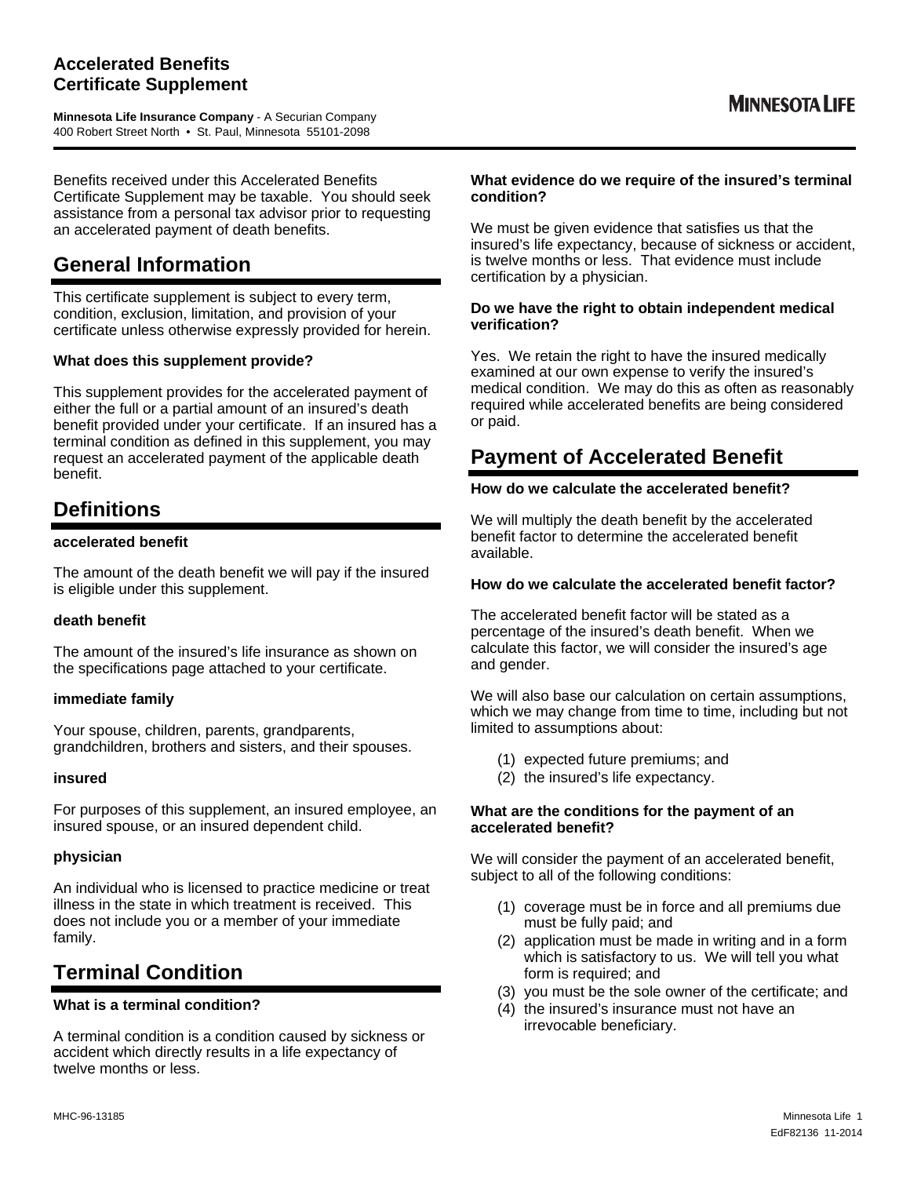# Accelerated Benefits Certificate Supplement

**Minnesota Life Insurance Company** - A Securian Company
400 Robert Street North • St. Paul, Minnesota 55101-2098

MINNESOTA LIFE

Benefits received under this Accelerated Benefits Certificate Supplement may be taxable. You should seek assistance from a personal tax advisor prior to requesting an accelerated payment of death benefits.

## General Information

This certificate supplement is subject to every term, condition, exclusion, limitation, and provision of your certificate unless otherwise expressly provided for herein.

**What does this supplement provide?**

This supplement provides for the accelerated payment of either the full or a partial amount of an insured's death benefit provided under your certificate. If an insured has a terminal condition as defined in this supplement, you may request an accelerated payment of the applicable death benefit.

## Definitions

**accelerated benefit**

The amount of the death benefit we will pay if the insured is eligible under this supplement.

**death benefit**

The amount of the insured's life insurance as shown on the specifications page attached to your certificate.

**immediate family**

Your spouse, children, parents, grandparents, grandchildren, brothers and sisters, and their spouses.

**insured**

For purposes of this supplement, an insured employee, an insured spouse, or an insured dependent child.

**physician**

An individual who is licensed to practice medicine or treat illness in the state in which treatment is received. This does not include you or a member of your immediate family.

## Terminal Condition

**What is a terminal condition?**

A terminal condition is a condition caused by sickness or accident which directly results in a life expectancy of twelve months or less.

**What evidence do we require of the insured's terminal condition?**

We must be given evidence that satisfies us that the insured's life expectancy, because of sickness or accident, is twelve months or less. That evidence must include certification by a physician.

**Do we have the right to obtain independent medical verification?**

Yes. We retain the right to have the insured medically examined at our own expense to verify the insured's medical condition. We may do this as often as reasonably required while accelerated benefits are being considered or paid.

## Payment of Accelerated Benefit

**How do we calculate the accelerated benefit?**

We will multiply the death benefit by the accelerated benefit factor to determine the accelerated benefit available.

**How do we calculate the accelerated benefit factor?**

The accelerated benefit factor will be stated as a percentage of the insured's death benefit. When we calculate this factor, we will consider the insured's age and gender.

We will also base our calculation on certain assumptions, which we may change from time to time, including but not limited to assumptions about:

(1) expected future premiums; and
(2) the insured's life expectancy.

**What are the conditions for the payment of an accelerated benefit?**

We will consider the payment of an accelerated benefit, subject to all of the following conditions:

(1) coverage must be in force and all premiums due must be fully paid; and
(2) application must be made in writing and in a form which is satisfactory to us. We will tell you what form is required; and
(3) you must be the sole owner of the certificate; and
(4) the insured's insurance must not have an irrevocable beneficiary.

MHC-96-13185

EdF82136 11-2014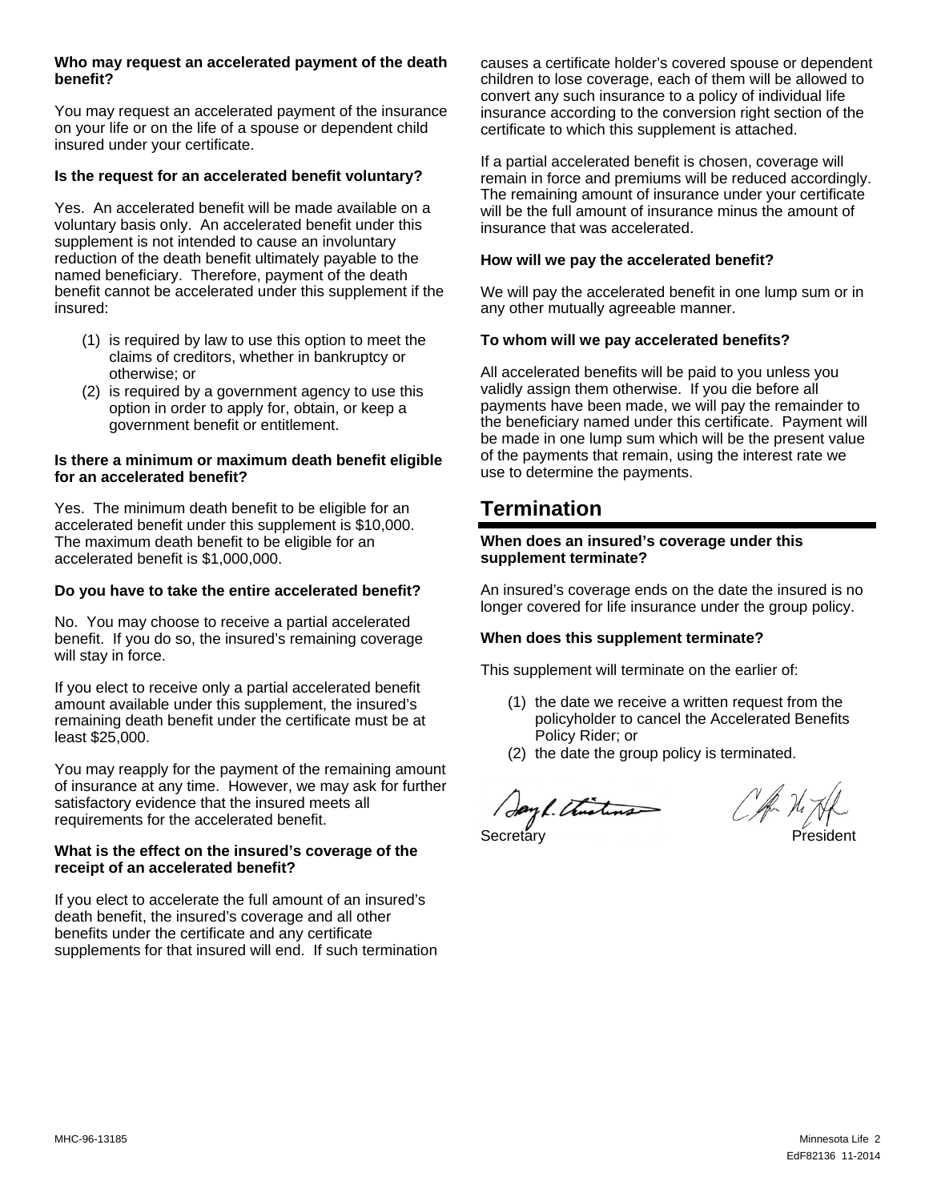**Who may request an accelerated payment of the death benefit?**

You may request an accelerated payment of the insurance on your life or on the life of a spouse or dependent child insured under your certificate.

**Is the request for an accelerated benefit voluntary?**

Yes. An accelerated benefit will be made available on a voluntary basis only. An accelerated benefit under this supplement is not intended to cause an involuntary reduction of the death benefit ultimately payable to the named beneficiary. Therefore, payment of the death benefit cannot be accelerated under this supplement if the insured:

(1) is required by law to use this option to meet the claims of creditors, whether in bankruptcy or otherwise; or
(2) is required by a government agency to use this option in order to apply for, obtain, or keep a government benefit or entitlement.

**Is there a minimum or maximum death benefit eligible for an accelerated benefit?**

Yes. The minimum death benefit to be eligible for an accelerated benefit under this supplement is $10,000. The maximum death benefit to be eligible for an accelerated benefit is $1,000,000.

**Do you have to take the entire accelerated benefit?**

No. You may choose to receive a partial accelerated benefit. If you do so, the insured's remaining coverage will stay in force.

If you elect to receive only a partial accelerated benefit amount available under this supplement, the insured's remaining death benefit under the certificate must be at least $25,000.

You may reapply for the payment of the remaining amount of insurance at any time. However, we may ask for further satisfactory evidence that the insured meets all requirements for the accelerated benefit.

**What is the effect on the insured's coverage of the receipt of an accelerated benefit?**

If you elect to accelerate the full amount of an insured's death benefit, the insured's coverage and all other benefits under the certificate and any certificate supplements for that insured will end. If such termination causes a certificate holder's covered spouse or dependent children to lose coverage, each of them will be allowed to convert any such insurance to a policy of individual life insurance according to the conversion right section of the certificate to which this supplement is attached.

If a partial accelerated benefit is chosen, coverage will remain in force and premiums will be reduced accordingly. The remaining amount of insurance under your certificate will be the full amount of insurance minus the amount of insurance that was accelerated.

**How will we pay the accelerated benefit?**

We will pay the accelerated benefit in one lump sum or in any other mutually agreeable manner.

**To whom will we pay accelerated benefits?**

All accelerated benefits will be paid to you unless you validly assign them otherwise. If you die before all payments have been made, we will pay the remainder to the beneficiary named under this certificate. Payment will be made in one lump sum which will be the present value of the payments that remain, using the interest rate we use to determine the payments.

## Termination

**When does an insured's coverage under this supplement terminate?**

An insured's coverage ends on the date the insured is no longer covered for life insurance under the group policy.

**When does this supplement terminate?**

This supplement will terminate on the earlier of:

(1) the date we receive a written request from the policyholder to cancel the Accelerated Benefits Policy Rider; or
(2) the date the group policy is terminated.

Secretary President

MHC-96-13185

EdF82136 11-2014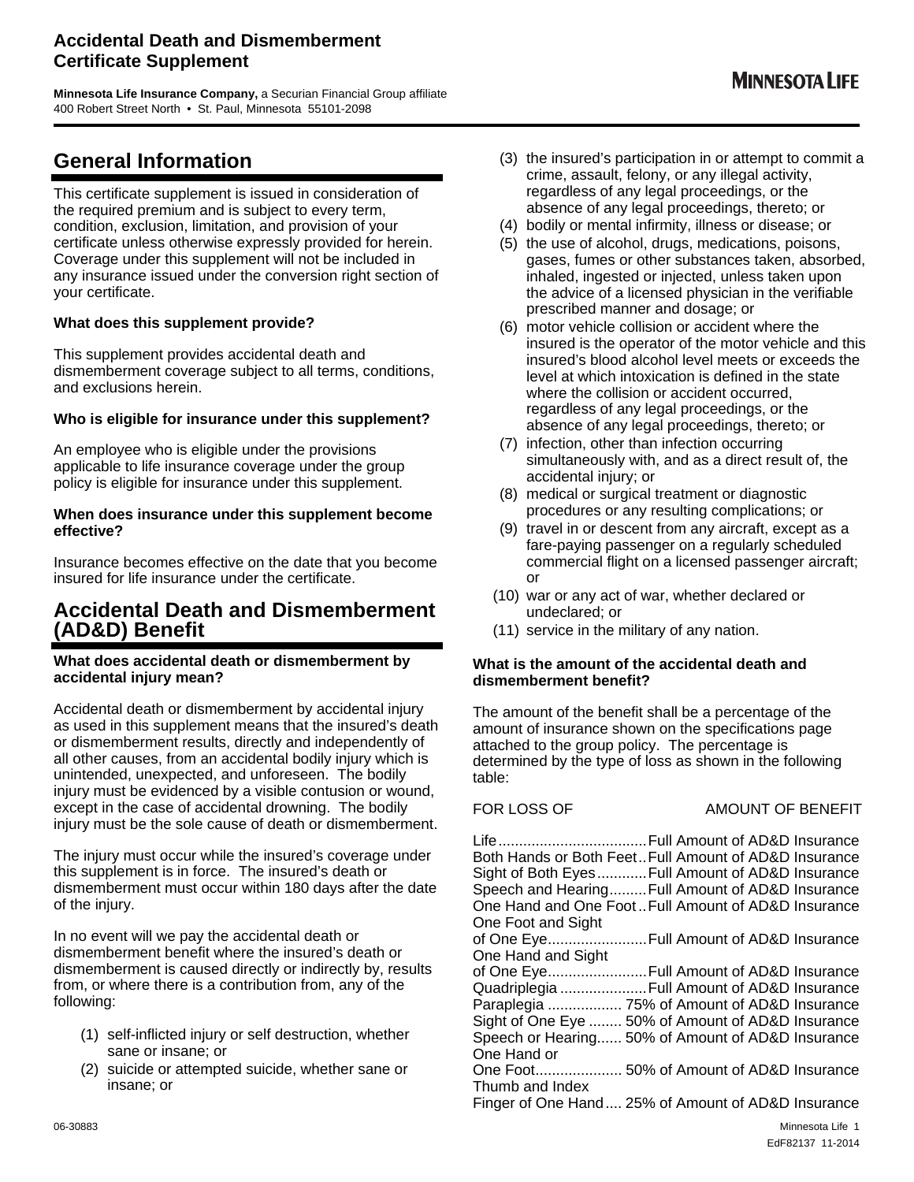# Accidental Death and Dismemberment Certificate Supplement

**Minnesota Life Insurance Company,** a Securian Financial Group affiliate
400 Robert Street North • St. Paul, Minnesota 55101-2098

MINNESOTA LIFE

## General Information

This certificate supplement is issued in consideration of the required premium and is subject to every term, condition, exclusion, limitation, and provision of your certificate unless otherwise expressly provided for herein. Coverage under this supplement will not be included in any insurance issued under the conversion right section of your certificate.

**What does this supplement provide?**

This supplement provides accidental death and dismemberment coverage subject to all terms, conditions, and exclusions herein.

**Who is eligible for insurance under this supplement?**

An employee who is eligible under the provisions applicable to life insurance coverage under the group policy is eligible for insurance under this supplement.

**When does insurance under this supplement become effective?**

Insurance becomes effective on the date that you become insured for life insurance under the certificate.

## Accidental Death and Dismemberment (AD&D) Benefit

**What does accidental death or dismemberment by accidental injury mean?**

Accidental death or dismemberment by accidental injury as used in this supplement means that the insured's death or dismemberment results, directly and independently of all other causes, from an accidental bodily injury which is unintended, unexpected, and unforeseen. The bodily injury must be evidenced by a visible contusion or wound, except in the case of accidental drowning. The bodily injury must be the sole cause of death or dismemberment.

The injury must occur while the insured's coverage under this supplement is in force. The insured's death or dismemberment must occur within 180 days after the date of the injury.

In no event will we pay the accidental death or dismemberment benefit where the insured's death or dismemberment is caused directly or indirectly by, results from, or where there is a contribution from, any of the following:

(1) self-inflicted injury or self destruction, whether sane or insane; or
(2) suicide or attempted suicide, whether sane or insane; or
(3) the insured's participation in or attempt to commit a crime, assault, felony, or any illegal activity, regardless of any legal proceedings, or the absence of any legal proceedings, thereto; or
(4) bodily or mental infirmity, illness or disease; or
(5) the use of alcohol, drugs, medications, poisons, gases, fumes or other substances taken, absorbed, inhaled, ingested or injected, unless taken upon the advice of a licensed physician in the verifiable prescribed manner and dosage; or
(6) motor vehicle collision or accident where the insured is the operator of the motor vehicle and this insured's blood alcohol level meets or exceeds the level at which intoxication is defined in the state where the collision or accident occurred, regardless of any legal proceedings, or the absence of any legal proceedings, thereto; or
(7) infection, other than infection occurring simultaneously with, and as a direct result of, the accidental injury; or
(8) medical or surgical treatment or diagnostic procedures or any resulting complications; or
(9) travel in or descent from any aircraft, except as a fare-paying passenger on a regularly scheduled commercial flight on a licensed passenger aircraft; or
(10) war or any act of war, whether declared or undeclared; or
(11) service in the military of any nation.

**What is the amount of the accidental death and dismemberment benefit?**

The amount of the benefit shall be a percentage of the amount of insurance shown on the specifications page attached to the group policy. The percentage is determined by the type of loss as shown in the following table:

| FOR LOSS OF | AMOUNT OF BENEFIT |
|---|---|
| Life | Full Amount of AD&D Insurance |
| Both Hands or Both Feet | Full Amount of AD&D Insurance |
| Sight of Both Eyes | Full Amount of AD&D Insurance |
| Speech and Hearing | Full Amount of AD&D Insurance |
| One Hand and One Foot | Full Amount of AD&D Insurance |
| One Foot and Sight of One Eye | Full Amount of AD&D Insurance |
| One Hand and Sight of One Eye | Full Amount of AD&D Insurance |
| Quadriplegia | Full Amount of AD&D Insurance |
| Paraplegia | 75% of Amount of AD&D Insurance |
| Sight of One Eye | 50% of Amount of AD&D Insurance |
| Speech or Hearing | 50% of Amount of AD&D Insurance |
| One Hand or One Foot | 50% of Amount of AD&D Insurance |
| Thumb and Index Finger of One Hand | 25% of Amount of AD&D Insurance |

06-30883

EdF82137 11-2014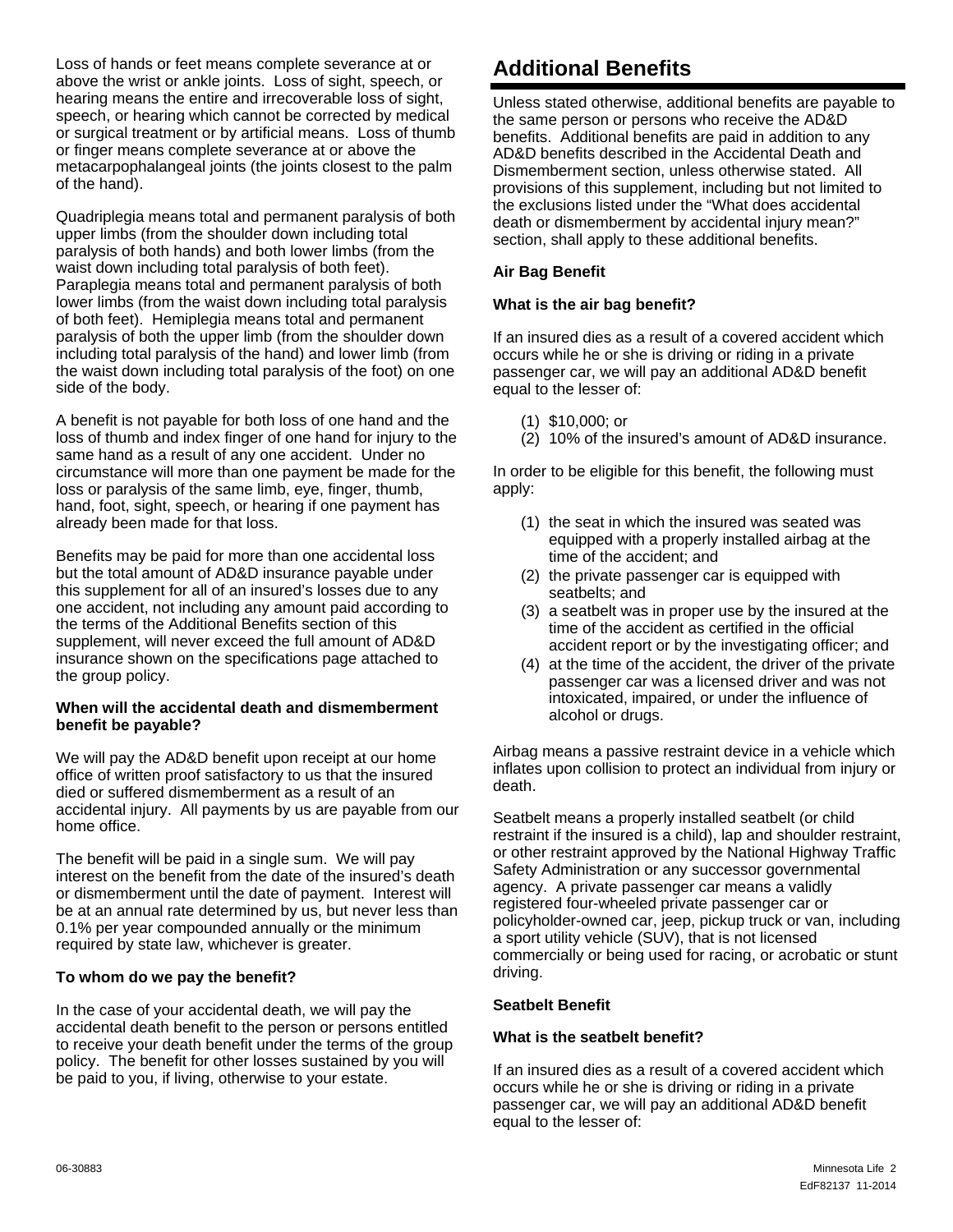Loss of hands or feet means complete severance at or above the wrist or ankle joints. Loss of sight, speech, or hearing means the entire and irrecoverable loss of sight, speech, or hearing which cannot be corrected by medical or surgical treatment or by artificial means. Loss of thumb or finger means complete severance at or above the metacarpophalangeal joints (the joints closest to the palm of the hand).

Quadriplegia means total and permanent paralysis of both upper limbs (from the shoulder down including total paralysis of both hands) and both lower limbs (from the waist down including total paralysis of both feet). Paraplegia means total and permanent paralysis of both lower limbs (from the waist down including total paralysis of both feet). Hemiplegia means total and permanent paralysis of both the upper limb (from the shoulder down including total paralysis of the hand) and lower limb (from the waist down including total paralysis of the foot) on one side of the body.

A benefit is not payable for both loss of one hand and the loss of thumb and index finger of one hand for injury to the same hand as a result of any one accident. Under no circumstance will more than one payment be made for the loss or paralysis of the same limb, eye, finger, thumb, hand, foot, sight, speech, or hearing if one payment has already been made for that loss.

Benefits may be paid for more than one accidental loss but the total amount of AD&D insurance payable under this supplement for all of an insured's losses due to any one accident, not including any amount paid according to the terms of the Additional Benefits section of this supplement, will never exceed the full amount of AD&D insurance shown on the specifications page attached to the group policy.

**When will the accidental death and dismemberment benefit be payable?**

We will pay the AD&D benefit upon receipt at our home office of written proof satisfactory to us that the insured died or suffered dismemberment as a result of an accidental injury. All payments by us are payable from our home office.

The benefit will be paid in a single sum. We will pay interest on the benefit from the date of the insured's death or dismemberment until the date of payment. Interest will be at an annual rate determined by us, but never less than 0.1% per year compounded annually or the minimum required by state law, whichever is greater.

**To whom do we pay the benefit?**

In the case of your accidental death, we will pay the accidental death benefit to the person or persons entitled to receive your death benefit under the terms of the group policy. The benefit for other losses sustained by you will be paid to you, if living, otherwise to your estate.

## Additional Benefits

Unless stated otherwise, additional benefits are payable to the same person or persons who receive the AD&D benefits. Additional benefits are paid in addition to any AD&D benefits described in the Accidental Death and Dismemberment section, unless otherwise stated. All provisions of this supplement, including but not limited to the exclusions listed under the "What does accidental death or dismemberment by accidental injury mean?" section, shall apply to these additional benefits.

**Air Bag Benefit**

**What is the air bag benefit?**

If an insured dies as a result of a covered accident which occurs while he or she is driving or riding in a private passenger car, we will pay an additional AD&D benefit equal to the lesser of:

(1) $10,000; or
(2) 10% of the insured's amount of AD&D insurance.

In order to be eligible for this benefit, the following must apply:

(1) the seat in which the insured was seated was equipped with a properly installed airbag at the time of the accident; and
(2) the private passenger car is equipped with seatbelts; and
(3) a seatbelt was in proper use by the insured at the time of the accident as certified in the official accident report or by the investigating officer; and
(4) at the time of the accident, the driver of the private passenger car was a licensed driver and was not intoxicated, impaired, or under the influence of alcohol or drugs.

Airbag means a passive restraint device in a vehicle which inflates upon collision to protect an individual from injury or death.

Seatbelt means a properly installed seatbelt (or child restraint if the insured is a child), lap and shoulder restraint, or other restraint approved by the National Highway Traffic Safety Administration or any successor governmental agency. A private passenger car means a validly registered four-wheeled private passenger car or policyholder-owned car, jeep, pickup truck or van, including a sport utility vehicle (SUV), that is not licensed commercially or being used for racing, or acrobatic or stunt driving.

**Seatbelt Benefit**

**What is the seatbelt benefit?**

If an insured dies as a result of a covered accident which occurs while he or she is driving or riding in a private passenger car, we will pay an additional AD&D benefit equal to the lesser of: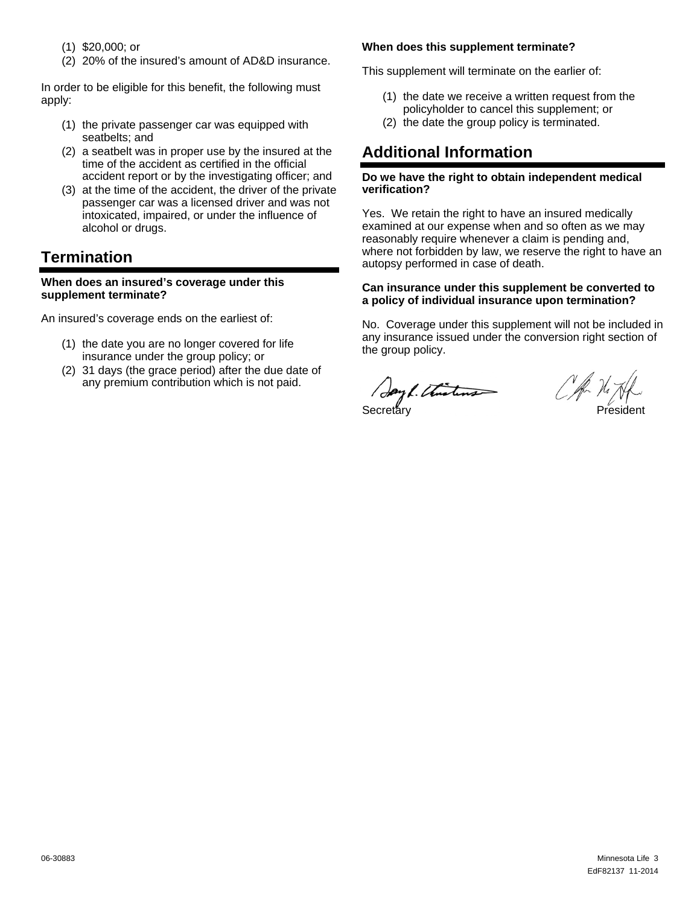(1) $20,000; or
(2) 20% of the insured's amount of AD&D insurance.

In order to be eligible for this benefit, the following must apply:

(1) the private passenger car was equipped with seatbelts; and
(2) a seatbelt was in proper use by the insured at the time of the accident as certified in the official accident report or by the investigating officer; and
(3) at the time of the accident, the driver of the private passenger car was a licensed driver and was not intoxicated, impaired, or under the influence of alcohol or drugs.

## Termination

**When does an insured's coverage under this supplement terminate?**

An insured's coverage ends on the earliest of:

(1) the date you are no longer covered for life insurance under the group policy; or
(2) 31 days (the grace period) after the due date of any premium contribution which is not paid.

**When does this supplement terminate?**

This supplement will terminate on the earlier of:

(1) the date we receive a written request from the policyholder to cancel this supplement; or
(2) the date the group policy is terminated.

## Additional Information

**Do we have the right to obtain independent medical verification?**

Yes. We retain the right to have an insured medically examined at our expense when and so often as we may reasonably require whenever a claim is pending and, where not forbidden by law, we reserve the right to have an autopsy performed in case of death.

**Can insurance under this supplement be converted to a policy of individual insurance upon termination?**

No. Coverage under this supplement will not be included in any insurance issued under the conversion right section of the group policy.

Secretary President

06-30883

EdF82137 11-2014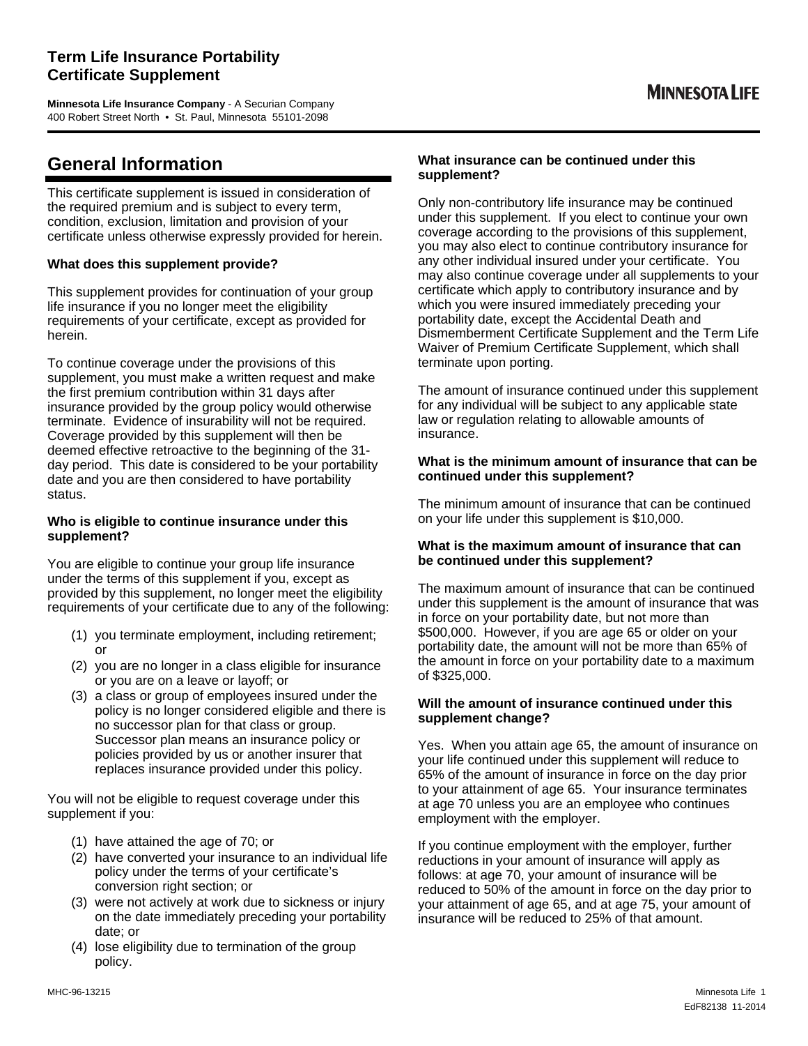# Term Life Insurance Portability Certificate Supplement

**Minnesota Life Insurance Company** - A Securian Company
400 Robert Street North • St. Paul, Minnesota 55101-2098

**MINNESOTA LIFE**

## General Information

This certificate supplement is issued in consideration of the required premium and is subject to every term, condition, exclusion, limitation and provision of your certificate unless otherwise expressly provided for herein.

**What does this supplement provide?**

This supplement provides for continuation of your group life insurance if you no longer meet the eligibility requirements of your certificate, except as provided for herein.

To continue coverage under the provisions of this supplement, you must make a written request and make the first premium contribution within 31 days after insurance provided by the group policy would otherwise terminate. Evidence of insurability will not be required. Coverage provided by this supplement will then be deemed effective retroactive to the beginning of the 31-day period. This date is considered to be your portability date and you are then considered to have portability status.

**Who is eligible to continue insurance under this supplement?**

You are eligible to continue your group life insurance under the terms of this supplement if you, except as provided by this supplement, no longer meet the eligibility requirements of your certificate due to any of the following:

(1) you terminate employment, including retirement; or
(2) you are no longer in a class eligible for insurance or you are on a leave or layoff; or
(3) a class or group of employees insured under the policy is no longer considered eligible and there is no successor plan for that class or group. Successor plan means an insurance policy or policies provided by us or another insurer that replaces insurance provided under this policy.

You will not be eligible to request coverage under this supplement if you:

(1) have attained the age of 70; or
(2) have converted your insurance to an individual life policy under the terms of your certificate's conversion right section; or
(3) were not actively at work due to sickness or injury on the date immediately preceding your portability date; or
(4) lose eligibility due to termination of the group policy.

**What insurance can be continued under this supplement?**

Only non-contributory life insurance may be continued under this supplement. If you elect to continue your own coverage according to the provisions of this supplement, you may also elect to continue contributory insurance for any other individual insured under your certificate. You may also continue coverage under all supplements to your certificate which apply to contributory insurance and by which you were insured immediately preceding your portability date, except the Accidental Death and Dismemberment Certificate Supplement and the Term Life Waiver of Premium Certificate Supplement, which shall terminate upon porting.

The amount of insurance continued under this supplement for any individual will be subject to any applicable state law or regulation relating to allowable amounts of insurance.

**What is the minimum amount of insurance that can be continued under this supplement?**

The minimum amount of insurance that can be continued on your life under this supplement is $10,000.

**What is the maximum amount of insurance that can be continued under this supplement?**

The maximum amount of insurance that can be continued under this supplement is the amount of insurance that was in force on your portability date, but not more than $500,000. However, if you are age 65 or older on your portability date, the amount will not be more than 65% of the amount in force on your portability date to a maximum of $325,000.

**Will the amount of insurance continued under this supplement change?**

Yes. When you attain age 65, the amount of insurance on your life continued under this supplement will reduce to 65% of the amount of insurance in force on the day prior to your attainment of age 65. Your insurance terminates at age 70 unless you are an employee who continues employment with the employer.

If you continue employment with the employer, further reductions in your amount of insurance will apply as follows: at age 70, your amount of insurance will be reduced to 50% of the amount in force on the day prior to your attainment of age 65, and at age 75, your amount of insurance will be reduced to 25% of that amount.

MHC-96-13215 EdF82138 11-2014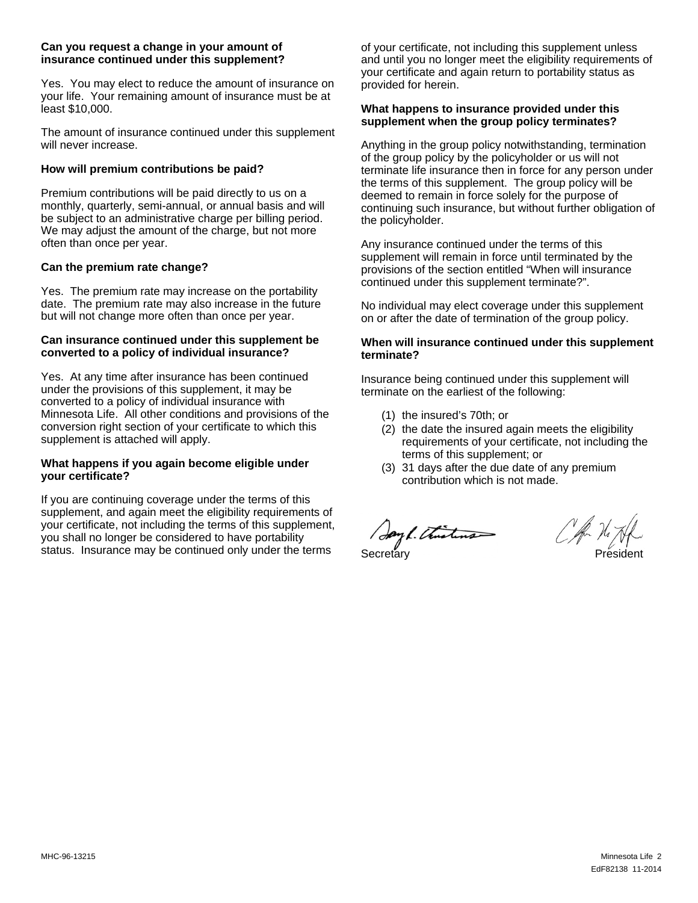**Can you request a change in your amount of insurance continued under this supplement?**

Yes. You may elect to reduce the amount of insurance on your life. Your remaining amount of insurance must be at least $10,000.

The amount of insurance continued under this supplement will never increase.

**How will premium contributions be paid?**

Premium contributions will be paid directly to us on a monthly, quarterly, semi-annual, or annual basis and will be subject to an administrative charge per billing period. We may adjust the amount of the charge, but not more often than once per year.

**Can the premium rate change?**

Yes. The premium rate may increase on the portability date. The premium rate may also increase in the future but will not change more often than once per year.

**Can insurance continued under this supplement be converted to a policy of individual insurance?**

Yes. At any time after insurance has been continued under the provisions of this supplement, it may be converted to a policy of individual insurance with Minnesota Life. All other conditions and provisions of the conversion right section of your certificate to which this supplement is attached will apply.

**What happens if you again become eligible under your certificate?**

If you are continuing coverage under the terms of this supplement, and again meet the eligibility requirements of your certificate, not including the terms of this supplement, you shall no longer be considered to have portability status. Insurance may be continued only under the terms of your certificate, not including this supplement unless and until you no longer meet the eligibility requirements of your certificate and again return to portability status as provided for herein.

**What happens to insurance provided under this supplement when the group policy terminates?**

Anything in the group policy notwithstanding, termination of the group policy by the policyholder or us will not terminate life insurance then in force for any person under the terms of this supplement. The group policy will be deemed to remain in force solely for the purpose of continuing such insurance, but without further obligation of the policyholder.

Any insurance continued under the terms of this supplement will remain in force until terminated by the provisions of the section entitled "When will insurance continued under this supplement terminate?".

No individual may elect coverage under this supplement on or after the date of termination of the group policy.

**When will insurance continued under this supplement terminate?**

Insurance being continued under this supplement will terminate on the earliest of the following:

(1) the insured's 70th; or
(2) the date the insured again meets the eligibility requirements of your certificate, not including the terms of this supplement; or
(3) 31 days after the due date of any premium contribution which is not made.

Secretary President

MHC-96-13215

EdF82138 11-2014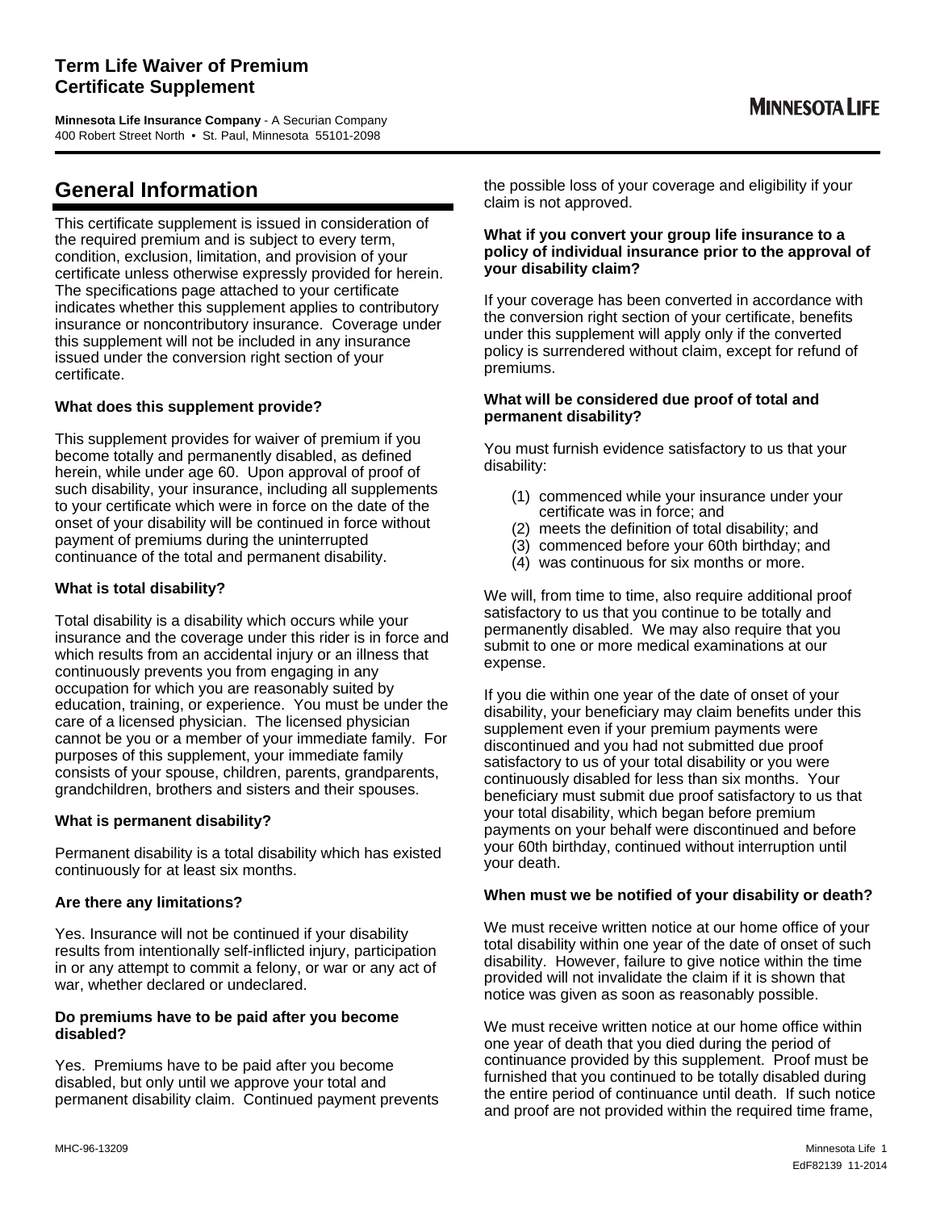# Term Life Waiver of Premium Certificate Supplement

**Minnesota Life Insurance Company** - A Securian Company
400 Robert Street North • St. Paul, Minnesota 55101-2098

**MINNESOTA LIFE**

## General Information

This certificate supplement is issued in consideration of the required premium and is subject to every term, condition, exclusion, limitation, and provision of your certificate unless otherwise expressly provided for herein. The specifications page attached to your certificate indicates whether this supplement applies to contributory insurance or noncontributory insurance. Coverage under this supplement will not be included in any insurance issued under the conversion right section of your certificate.

**What does this supplement provide?**

This supplement provides for waiver of premium if you become totally and permanently disabled, as defined herein, while under age 60. Upon approval of proof of such disability, your insurance, including all supplements to your certificate which were in force on the date of the onset of your disability will be continued in force without payment of premiums during the uninterrupted continuance of the total and permanent disability.

**What is total disability?**

Total disability is a disability which occurs while your insurance and the coverage under this rider is in force and which results from an accidental injury or an illness that continuously prevents you from engaging in any occupation for which you are reasonably suited by education, training, or experience. You must be under the care of a licensed physician. The licensed physician cannot be you or a member of your immediate family. For purposes of this supplement, your immediate family consists of your spouse, children, parents, grandparents, grandchildren, brothers and sisters and their spouses.

**What is permanent disability?**

Permanent disability is a total disability which has existed continuously for at least six months.

**Are there any limitations?**

Yes. Insurance will not be continued if your disability results from intentionally self-inflicted injury, participation in or any attempt to commit a felony, or war or any act of war, whether declared or undeclared.

**Do premiums have to be paid after you become disabled?**

Yes. Premiums have to be paid after you become disabled, but only until we approve your total and permanent disability claim. Continued payment prevents the possible loss of your coverage and eligibility if your claim is not approved.

**What if you convert your group life insurance to a policy of individual insurance prior to the approval of your disability claim?**

If your coverage has been converted in accordance with the conversion right section of your certificate, benefits under this supplement will apply only if the converted policy is surrendered without claim, except for refund of premiums.

**What will be considered due proof of total and permanent disability?**

You must furnish evidence satisfactory to us that your disability:

(1) commenced while your insurance under your certificate was in force; and
(2) meets the definition of total disability; and
(3) commenced before your 60th birthday; and
(4) was continuous for six months or more.

We will, from time to time, also require additional proof satisfactory to us that you continue to be totally and permanently disabled. We may also require that you submit to one or more medical examinations at our expense.

If you die within one year of the date of onset of your disability, your beneficiary may claim benefits under this supplement even if your premium payments were discontinued and you had not submitted due proof satisfactory to us of your total disability or you were continuously disabled for less than six months. Your beneficiary must submit due proof satisfactory to us that your total disability, which began before premium payments on your behalf were discontinued and before your 60th birthday, continued without interruption until your death.

**When must we be notified of your disability or death?**

We must receive written notice at our home office of your total disability within one year of the date of onset of such disability. However, failure to give notice within the time provided will not invalidate the claim if it is shown that notice was given as soon as reasonably possible.

We must receive written notice at our home office within one year of death that you died during the period of continuance provided by this supplement. Proof must be furnished that you continued to be totally disabled during the entire period of continuance until death. If such notice and proof are not provided within the required time frame,

MHC-96-13209

EdF82139 11-2014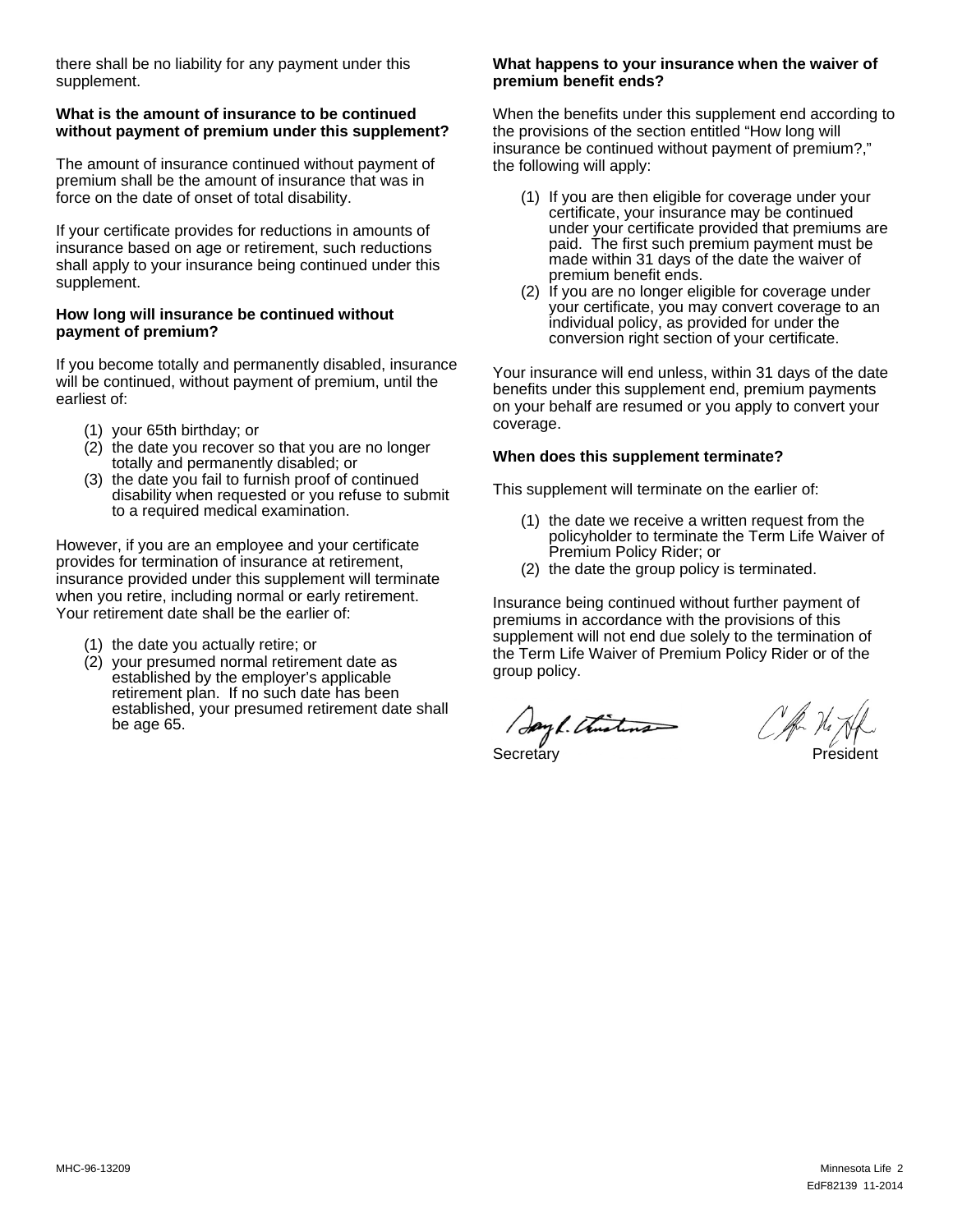there shall be no liability for any payment under this supplement.

**What is the amount of insurance to be continued without payment of premium under this supplement?**

The amount of insurance continued without payment of premium shall be the amount of insurance that was in force on the date of onset of total disability.

If your certificate provides for reductions in amounts of insurance based on age or retirement, such reductions shall apply to your insurance being continued under this supplement.

**How long will insurance be continued without payment of premium?**

If you become totally and permanently disabled, insurance will be continued, without payment of premium, until the earliest of:

(1) your 65th birthday; or
(2) the date you recover so that you are no longer totally and permanently disabled; or
(3) the date you fail to furnish proof of continued disability when requested or you refuse to submit to a required medical examination.

However, if you are an employee and your certificate provides for termination of insurance at retirement, insurance provided under this supplement will terminate when you retire, including normal or early retirement. Your retirement date shall be the earlier of:

(1) the date you actually retire; or
(2) your presumed normal retirement date as established by the employer's applicable retirement plan. If no such date has been established, your presumed retirement date shall be age 65.

**What happens to your insurance when the waiver of premium benefit ends?**

When the benefits under this supplement end according to the provisions of the section entitled "How long will insurance be continued without payment of premium?," the following will apply:

(1) If you are then eligible for coverage under your certificate, your insurance may be continued under your certificate provided that premiums are paid. The first such premium payment must be made within 31 days of the date the waiver of premium benefit ends.
(2) If you are no longer eligible for coverage under your certificate, you may convert coverage to an individual policy, as provided for under the conversion right section of your certificate.

Your insurance will end unless, within 31 days of the date benefits under this supplement end, premium payments on your behalf are resumed or you apply to convert your coverage.

**When does this supplement terminate?**

This supplement will terminate on the earlier of:

(1) the date we receive a written request from the policyholder to terminate the Term Life Waiver of Premium Policy Rider; or
(2) the date the group policy is terminated.

Insurance being continued without further payment of premiums in accordance with the provisions of this supplement will not end due solely to the termination of the Term Life Waiver of Premium Policy Rider or of the group policy.

Secretary President

MHC-96-13209

EdF82139 11-2014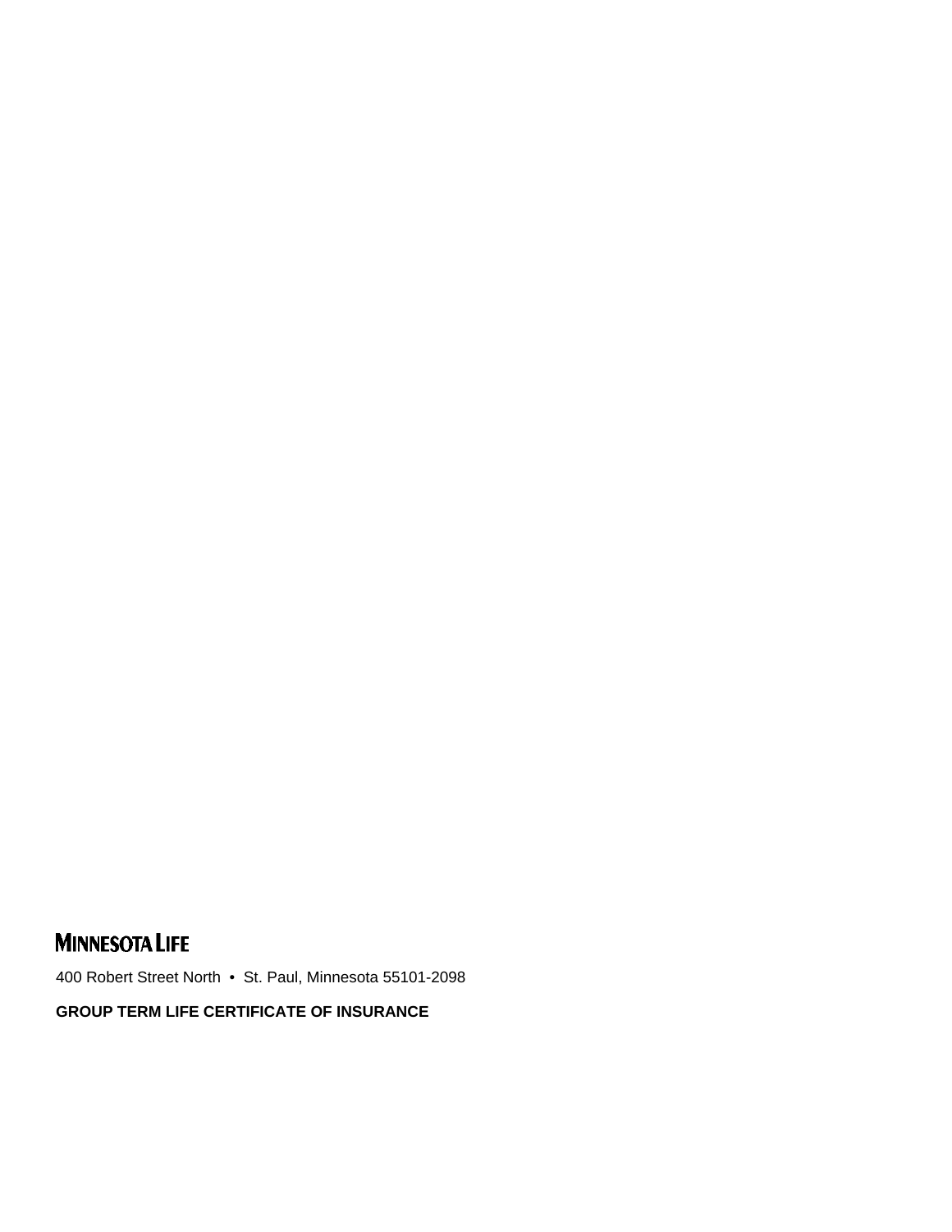**MINNESOTA LIFE**

400 Robert Street North • St. Paul, Minnesota 55101-2098

**GROUP TERM LIFE CERTIFICATE OF INSURANCE**